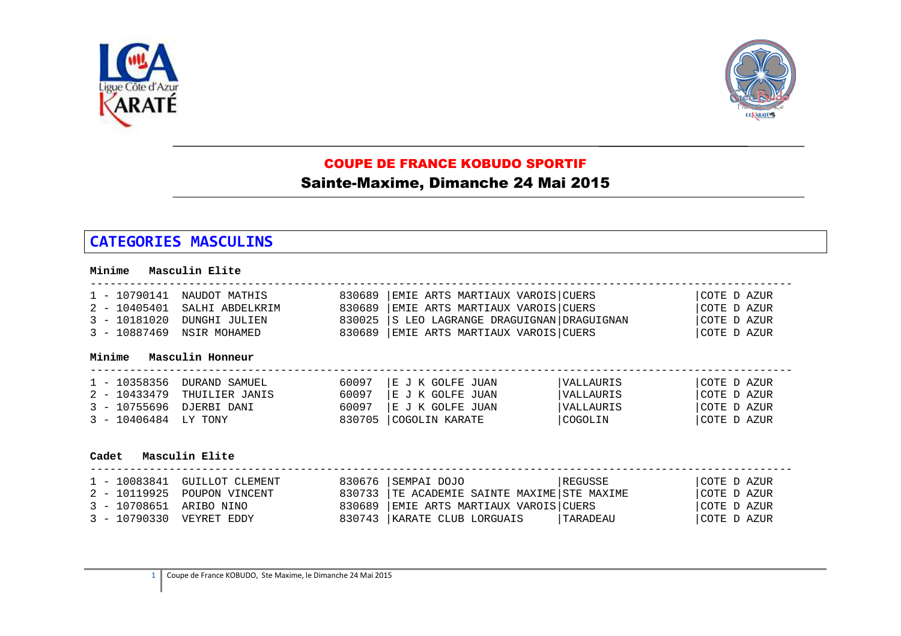# COUPE DE FRANCE KOBUDO SPORTIF

## Sainte-Maxime, Dimanche 24 Mai 2015

## CATEGORIES MASCULINS

### Minime Masculin Elite

| Rang | Licence | Nom | Code | Club | Ville | Ligue |
|---|---|---|---|---|---|---|
| 1 | 10790141 | NAUDOT MATHIS | 830689 | EMIE ARTS MARTIAUX VAROIS | CUERS | COTE D AZUR |
| 2 | 10405401 | SALHI ABDELKRIM | 830689 | EMIE ARTS MARTIAUX VAROIS | CUERS | COTE D AZUR |
| 3 | 10181020 | DUNGHI JULIEN | 830025 | S LEO LAGRANGE DRAGUIGNAN | DRAGUIGNAN | COTE D AZUR |
| 3 | 10887469 | NSIR MOHAMED | 830689 | EMIE ARTS MARTIAUX VAROIS | CUERS | COTE D AZUR |

### Minime Masculin Honneur

| Rang | Licence | Nom | Code | Club | Ville | Ligue |
|---|---|---|---|---|---|---|
| 1 | 10358356 | DURAND SAMUEL | 60097 | E J K GOLFE JUAN | VALLAURIS | COTE D AZUR |
| 2 | 10433479 | THUILIER JANIS | 60097 | E J K GOLFE JUAN | VALLAURIS | COTE D AZUR |
| 3 | 10755696 | DJERBI DANI | 60097 | E J K GOLFE JUAN | VALLAURIS | COTE D AZUR |
| 3 | 10406484 | LY TONY | 830705 | COGOLIN KARATE | COGOLIN | COTE D AZUR |

### Cadet Masculin Elite

| Rang | Licence | Nom | Code | Club | Ville | Ligue |
|---|---|---|---|---|---|---|
| 1 | 10083841 | GUILLOT CLEMENT | 830676 | SEMPAI DOJO | REGUSSE | COTE D AZUR |
| 2 | 10119925 | POUPON VINCENT | 830733 | TE ACADEMIE SAINTE MAXIME | STE MAXIME | COTE D AZUR |
| 3 | 10708651 | ARIBO NINO | 830689 | EMIE ARTS MARTIAUX VAROIS | CUERS | COTE D AZUR |
| 3 | 10790330 | VEYRET EDDY | 830743 | KARATE CLUB LORGUAIS | TARADEAU | COTE D AZUR |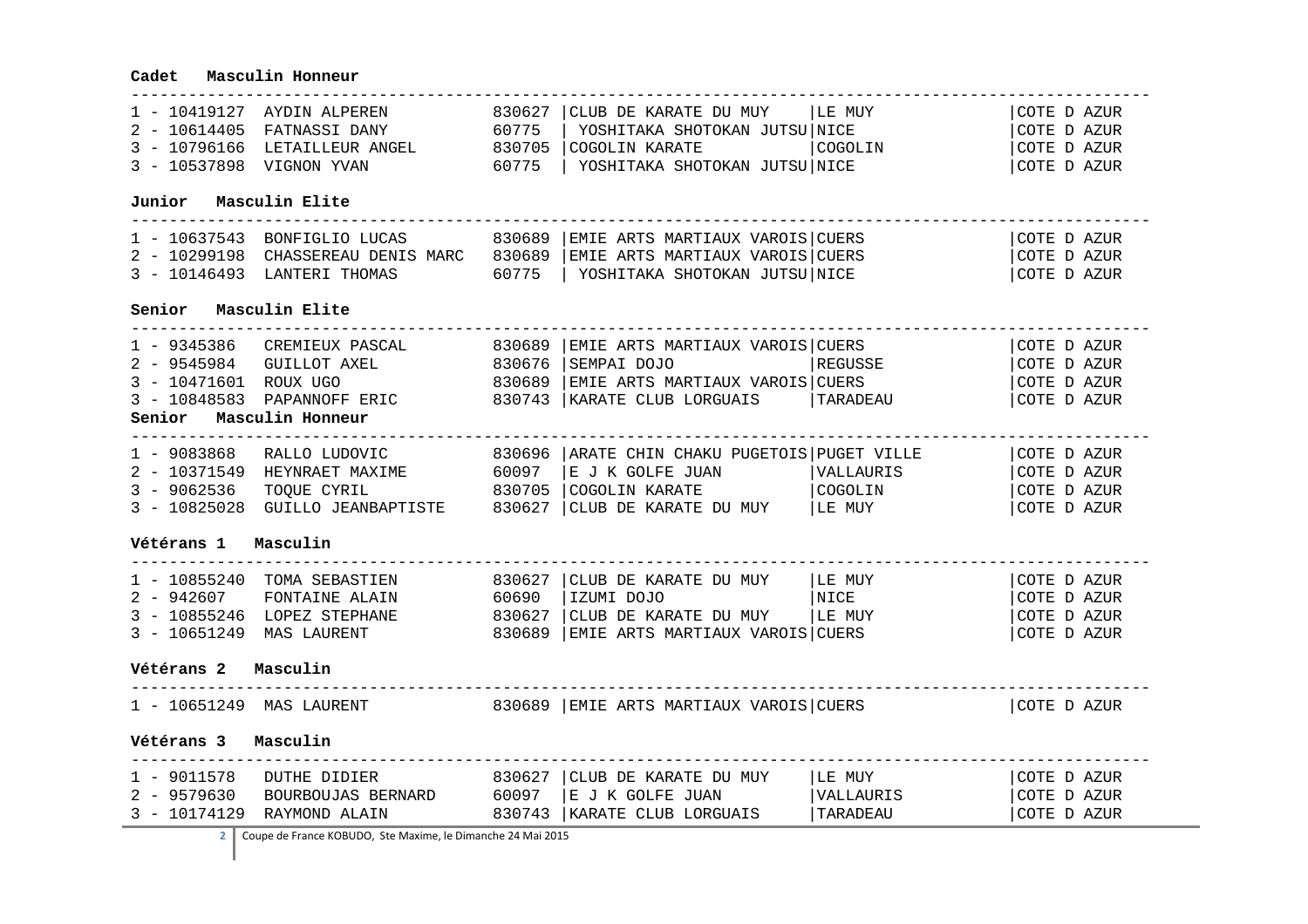### Cadet Masculin Honneur

| Rang | Licence | Nom | Code | Club | Ville | Ligue |
|---|---|---|---|---|---|---|
| 1 | 10419127 | AYDIN ALPEREN | 830627 | CLUB DE KARATE DU MUY | LE MUY | COTE D AZUR |
| 2 | 10614405 | FATNASSI DANY | 60775 | YOSHITAKA SHOTOKAN JUTSU | NICE | COTE D AZUR |
| 3 | 10796166 | LETAILLEUR ANGEL | 830705 | COGOLIN KARATE | COGOLIN | COTE D AZUR |
| 3 | 10537898 | VIGNON YVAN | 60775 | YOSHITAKA SHOTOKAN JUTSU | NICE | COTE D AZUR |

### Junior Masculin Elite

| Rang | Licence | Nom | Code | Club | Ville | Ligue |
|---|---|---|---|---|---|---|
| 1 | 10637543 | BONFIGLIO LUCAS | 830689 | EMIE ARTS MARTIAUX VAROIS | CUERS | COTE D AZUR |
| 2 | 10299198 | CHASSEREAU DENIS MARC | 830689 | EMIE ARTS MARTIAUX VAROIS | CUERS | COTE D AZUR |
| 3 | 10146493 | LANTERI THOMAS | 60775 | YOSHITAKA SHOTOKAN JUTSU | NICE | COTE D AZUR |

### Senior Masculin Elite

| Rang | Licence | Nom | Code | Club | Ville | Ligue |
|---|---|---|---|---|---|---|
| 1 | 9345386 | CREMIEUX PASCAL | 830689 | EMIE ARTS MARTIAUX VAROIS | CUERS | COTE D AZUR |
| 2 | 9545984 | GUILLOT AXEL | 830676 | SEMPAI DOJO | REGUSSE | COTE D AZUR |
| 3 | 10471601 | ROUX UGO | 830689 | EMIE ARTS MARTIAUX VAROIS | CUERS | COTE D AZUR |
| 3 | 10848583 | PAPANNOFF ERIC | 830743 | KARATE CLUB LORGUAIS | TARADEAU | COTE D AZUR |

### Senior Masculin Honneur

| Rang | Licence | Nom | Code | Club | Ville | Ligue |
|---|---|---|---|---|---|---|
| 1 | 9083868 | RALLO LUDOVIC | 830696 | ARATE CHIN CHAKU PUGETOIS | PUGET VILLE | COTE D AZUR |
| 2 | 10371549 | HEYNRAET MAXIME | 60097 | E J K GOLFE JUAN | VALLAURIS | COTE D AZUR |
| 3 | 9062536 | TOQUE CYRIL | 830705 | COGOLIN KARATE | COGOLIN | COTE D AZUR |
| 3 | 10825028 | GUILLO JEANBAPTISTE | 830627 | CLUB DE KARATE DU MUY | LE MUY | COTE D AZUR |

### Vétérans 1 Masculin

| Rang | Licence | Nom | Code | Club | Ville | Ligue |
|---|---|---|---|---|---|---|
| 1 | 10855240 | TOMA SEBASTIEN | 830627 | CLUB DE KARATE DU MUY | LE MUY | COTE D AZUR |
| 2 | 942607 | FONTAINE ALAIN | 60690 | IZUMI DOJO | NICE | COTE D AZUR |
| 3 | 10855246 | LOPEZ STEPHANE | 830627 | CLUB DE KARATE DU MUY | LE MUY | COTE D AZUR |
| 3 | 10651249 | MAS LAURENT | 830689 | EMIE ARTS MARTIAUX VAROIS | CUERS | COTE D AZUR |

### Vétérans 2 Masculin

| Rang | Licence | Nom | Code | Club | Ville | Ligue |
|---|---|---|---|---|---|---|
| 1 | 10651249 | MAS LAURENT | 830689 | EMIE ARTS MARTIAUX VAROIS | CUERS | COTE D AZUR |

### Vétérans 3 Masculin

| Rang | Licence | Nom | Code | Club | Ville | Ligue |
|---|---|---|---|---|---|---|
| 1 | 9011578 | DUTHE DIDIER | 830627 | CLUB DE KARATE DU MUY | LE MUY | COTE D AZUR |
| 2 | 9579630 | BOURBOUJAS BERNARD | 60097 | E J K GOLFE JUAN | VALLAURIS | COTE D AZUR |
| 3 | 10174129 | RAYMOND ALAIN | 830743 | KARATE CLUB LORGUAIS | TARADEAU | COTE D AZUR |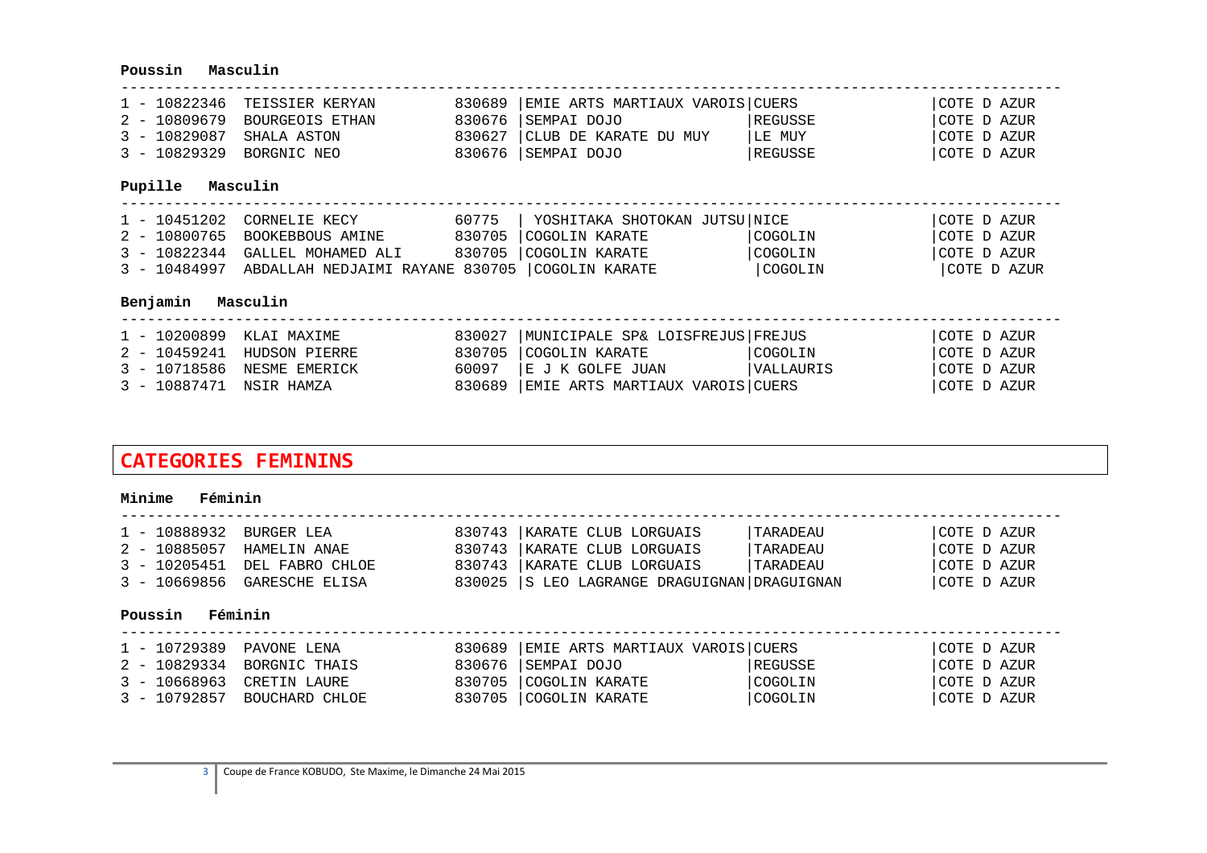**Poussin Masculin**

| Rang | Licence | Nom | Code | Club | Ville | Ligue |
|---|---|---|---|---|---|---|
| 1 | 10822346 | TEISSIER KERYAN | 830689 | EMIE ARTS MARTIAUX VAROIS | CUERS | COTE D AZUR |
| 2 | 10809679 | BOURGEOIS ETHAN | 830676 | SEMPAI DOJO | REGUSSE | COTE D AZUR |
| 3 | 10829087 | SHALA ASTON | 830627 | CLUB DE KARATE DU MUY | LE MUY | COTE D AZUR |
| 3 | 10829329 | BORGNIC NEO | 830676 | SEMPAI DOJO | REGUSSE | COTE D AZUR |

**Pupille Masculin**

| Rang | Licence | Nom | Code | Club | Ville | Ligue |
|---|---|---|---|---|---|---|
| 1 | 10451202 | CORNELIE KECY | 60775 | YOSHITAKA SHOTOKAN JUTSU | NICE | COTE D AZUR |
| 2 | 10800765 | BOOKEBBOUS AMINE | 830705 | COGOLIN KARATE | COGOLIN | COTE D AZUR |
| 3 | 10822344 | GALLEL MOHAMED ALI | 830705 | COGOLIN KARATE | COGOLIN | COTE D AZUR |
| 3 | 10484997 | ABDALLAH NEDJAIMI RAYANE | 830705 | COGOLIN KARATE | COGOLIN | COTE D AZUR |

**Benjamin Masculin**

| Rang | Licence | Nom | Code | Club | Ville | Ligue |
|---|---|---|---|---|---|---|
| 1 | 10200899 | KLAI MAXIME | 830027 | MUNICIPALE SP& LOISFREJUS | FREJUS | COTE D AZUR |
| 2 | 10459241 | HUDSON PIERRE | 830705 | COGOLIN KARATE | COGOLIN | COTE D AZUR |
| 3 | 10718586 | NESME EMERICK | 60097 | E J K GOLFE JUAN | VALLAURIS | COTE D AZUR |
| 3 | 10887471 | NSIR HAMZA | 830689 | EMIE ARTS MARTIAUX VAROIS | CUERS | COTE D AZUR |

## CATEGORIES FEMININS

**Minime Féminin**

| Rang | Licence | Nom | Code | Club | Ville | Ligue |
|---|---|---|---|---|---|---|
| 1 | 10888932 | BURGER LEA | 830743 | KARATE CLUB LORGUAIS | TARADEAU | COTE D AZUR |
| 2 | 10885057 | HAMELIN ANAE | 830743 | KARATE CLUB LORGUAIS | TARADEAU | COTE D AZUR |
| 3 | 10205451 | DEL FABRO CHLOE | 830743 | KARATE CLUB LORGUAIS | TARADEAU | COTE D AZUR |
| 3 | 10669856 | GARESCHE ELISA | 830025 | S LEO LAGRANGE DRAGUIGNAN | DRAGUIGNAN | COTE D AZUR |

**Poussin Féminin**

| Rang | Licence | Nom | Code | Club | Ville | Ligue |
|---|---|---|---|---|---|---|
| 1 | 10729389 | PAVONE LENA | 830689 | EMIE ARTS MARTIAUX VAROIS | CUERS | COTE D AZUR |
| 2 | 10829334 | BORGNIC THAIS | 830676 | SEMPAI DOJO | REGUSSE | COTE D AZUR |
| 3 | 10668963 | CRETIN LAURE | 830705 | COGOLIN KARATE | COGOLIN | COTE D AZUR |
| 3 | 10792857 | BOUCHARD CHLOE | 830705 | COGOLIN KARATE | COGOLIN | COTE D AZUR |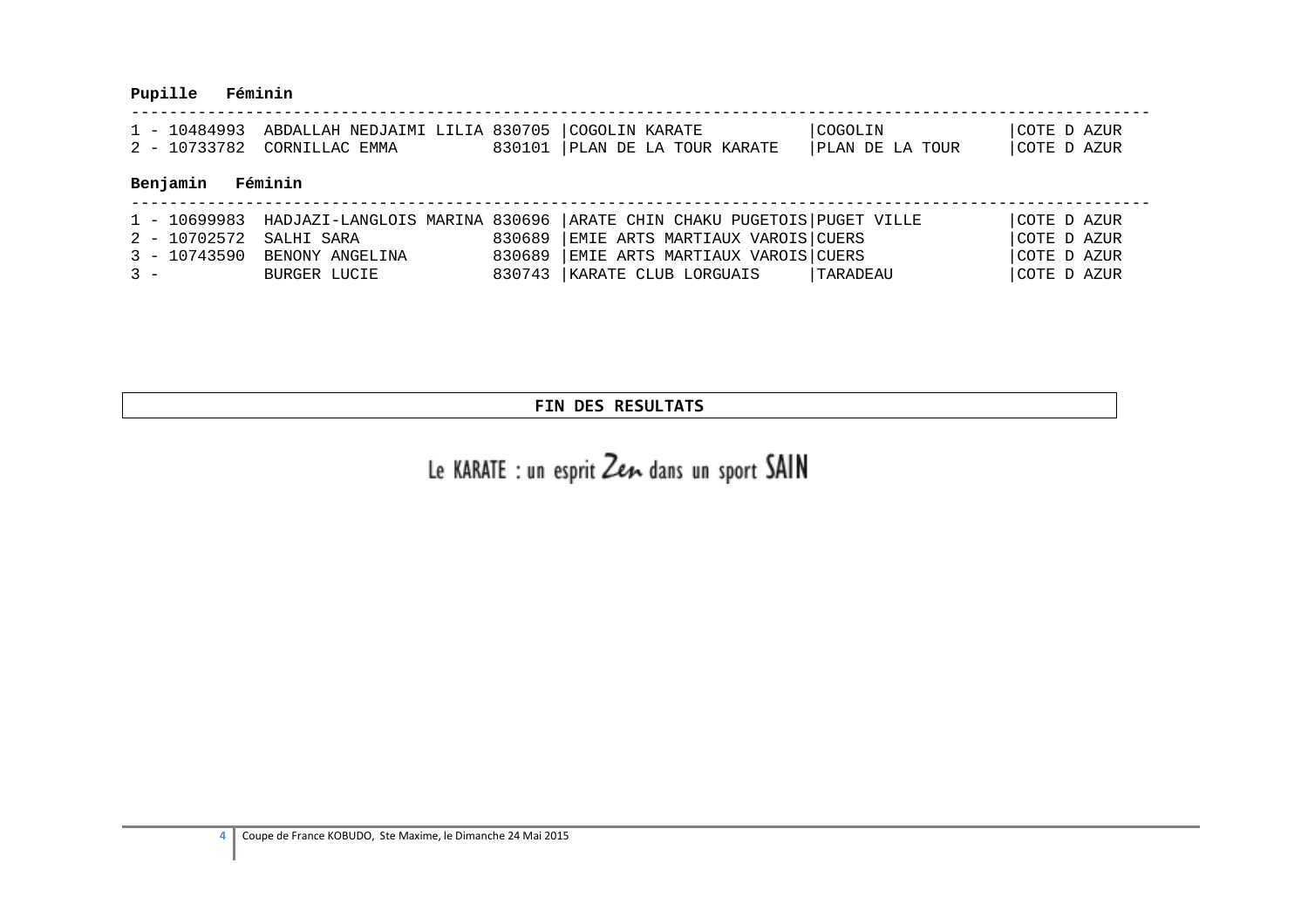**Pupille Féminin**

| | | | | | | |
|---|---|---|---|---|---|---|
| 1 - | 10484993 | ABDALLAH NEDJAIMI LILIA | 830705 | COGOLIN KARATE | COGOLIN | COTE D AZUR |
| 2 - | 10733782 | CORNILLAC EMMA | 830101 | PLAN DE LA TOUR KARATE | PLAN DE LA TOUR | COTE D AZUR |

**Benjamin Féminin**

| | | | | | | |
|---|---|---|---|---|---|---|
| 1 - | 10699983 | HADJAZI-LANGLOIS MARINA | 830696 | ARATE CHIN CHAKU PUGETOIS | PUGET VILLE | COTE D AZUR |
| 2 - | 10702572 | SALHI SARA | 830689 | EMIE ARTS MARTIAUX VAROIS | CUERS | COTE D AZUR |
| 3 - | 10743590 | BENONY ANGELINA | 830689 | EMIE ARTS MARTIAUX VAROIS | CUERS | COTE D AZUR |
| 3 - | | BURGER LUCIE | 830743 | KARATE CLUB LORGUAIS | TARADEAU | COTE D AZUR |

**FIN DES RESULTATS**

Le KARATE : un esprit Zen dans un sport SAIN